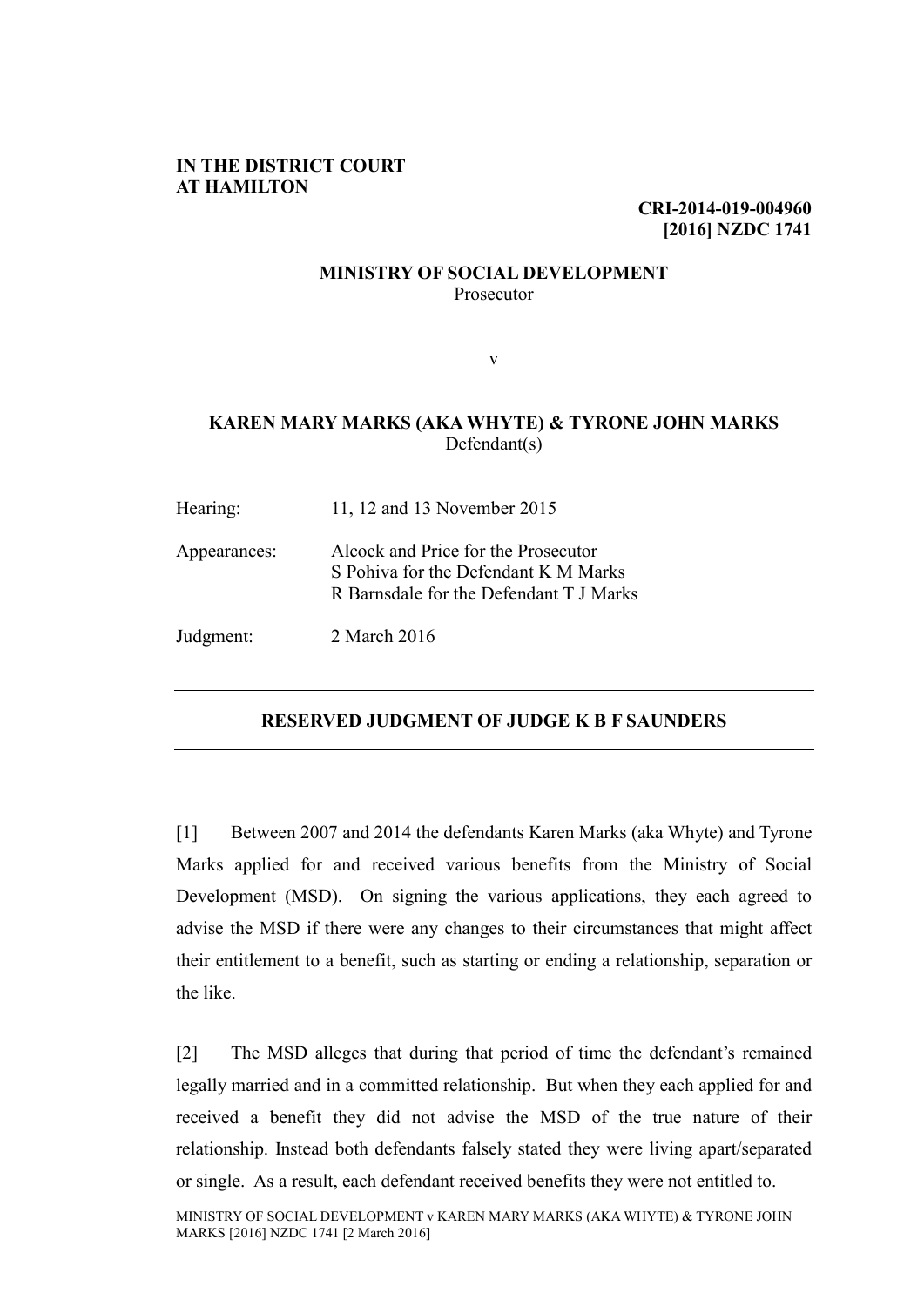**IN THE DISTRICT COURT
AT HAMILTON**

**CRI-2014-019-004960
[2016] NZDC 1741**

**MINISTRY OF SOCIAL DEVELOPMENT**
Prosecutor

v

**KAREN MARY MARKS (AKA WHYTE) & TYRONE JOHN MARKS**
Defendant(s)

| | |
|---|---|
| Hearing: | 11, 12 and 13 November 2015 |
| Appearances: | Alcock and Price for the Prosecutor<br>S Pohiva for the Defendant K M Marks<br>R Barnsdale for the Defendant T J Marks |
| Judgment: | 2 March 2016 |

---

**RESERVED JUDGMENT OF JUDGE K B F SAUNDERS**

---

[1] Between 2007 and 2014 the defendants Karen Marks (aka Whyte) and Tyrone Marks applied for and received various benefits from the Ministry of Social Development (MSD). On signing the various applications, they each agreed to advise the MSD if there were any changes to their circumstances that might affect their entitlement to a benefit, such as starting or ending a relationship, separation or the like.

[2] The MSD alleges that during that period of time the defendant's remained legally married and in a committed relationship. But when they each applied for and received a benefit they did not advise the MSD of the true nature of their relationship. Instead both defendants falsely stated they were living apart/separated or single. As a result, each defendant received benefits they were not entitled to.

MINISTRY OF SOCIAL DEVELOPMENT v KAREN MARY MARKS (AKA WHYTE) & TYRONE JOHN MARKS [2016] NZDC 1741 [2 March 2016]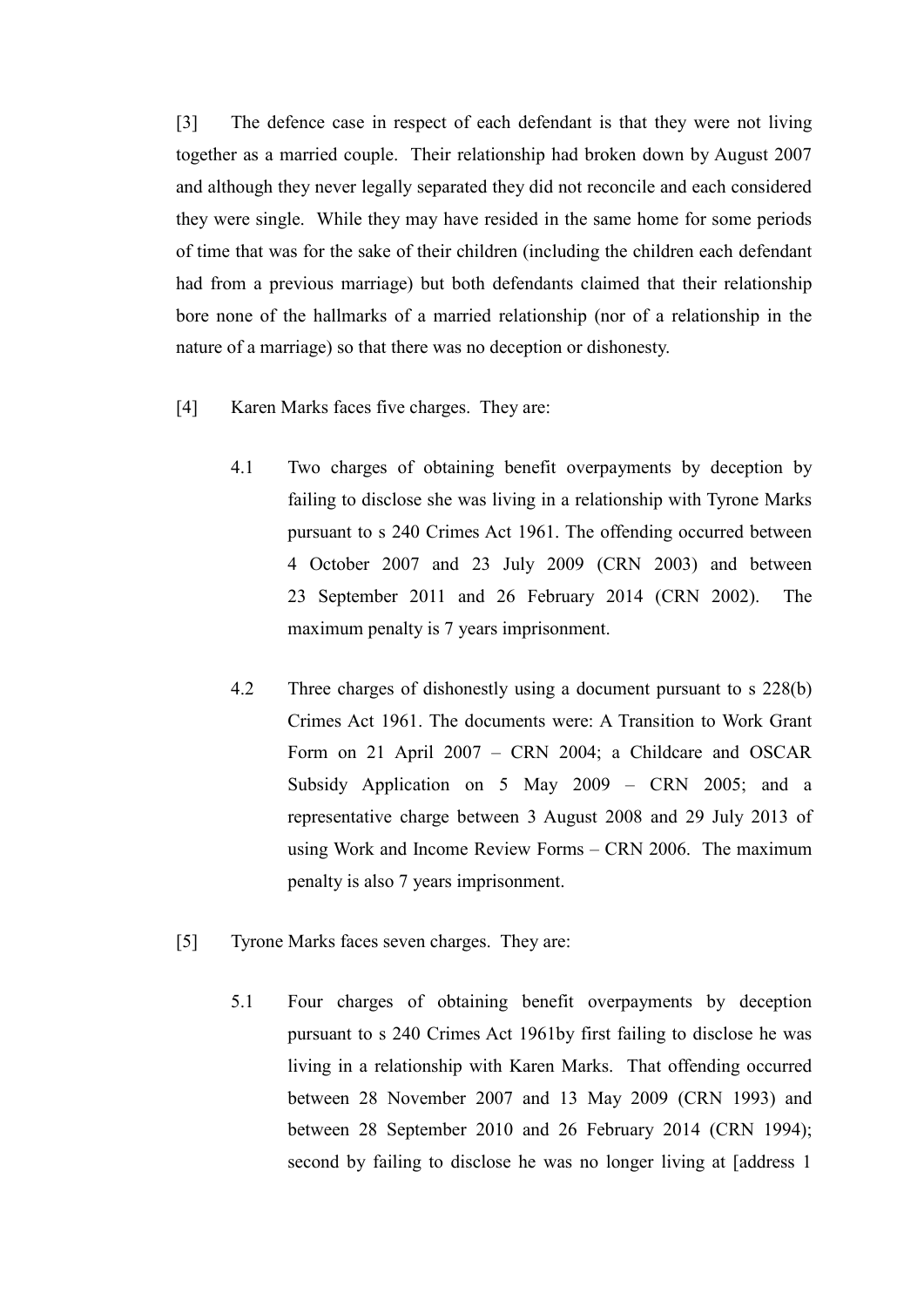[3] The defence case in respect of each defendant is that they were not living together as a married couple. Their relationship had broken down by August 2007 and although they never legally separated they did not reconcile and each considered they were single. While they may have resided in the same home for some periods of time that was for the sake of their children (including the children each defendant had from a previous marriage) but both defendants claimed that their relationship bore none of the hallmarks of a married relationship (nor of a relationship in the nature of a marriage) so that there was no deception or dishonesty.

[4] Karen Marks faces five charges. They are:

4.1 Two charges of obtaining benefit overpayments by deception by failing to disclose she was living in a relationship with Tyrone Marks pursuant to s 240 Crimes Act 1961. The offending occurred between 4 October 2007 and 23 July 2009 (CRN 2003) and between 23 September 2011 and 26 February 2014 (CRN 2002). The maximum penalty is 7 years imprisonment.

4.2 Three charges of dishonestly using a document pursuant to s 228(b) Crimes Act 1961. The documents were: A Transition to Work Grant Form on 21 April 2007 – CRN 2004; a Childcare and OSCAR Subsidy Application on 5 May 2009 – CRN 2005; and a representative charge between 3 August 2008 and 29 July 2013 of using Work and Income Review Forms – CRN 2006. The maximum penalty is also 7 years imprisonment.

[5] Tyrone Marks faces seven charges. They are:

5.1 Four charges of obtaining benefit overpayments by deception pursuant to s 240 Crimes Act 1961by first failing to disclose he was living in a relationship with Karen Marks. That offending occurred between 28 November 2007 and 13 May 2009 (CRN 1993) and between 28 September 2010 and 26 February 2014 (CRN 1994); second by failing to disclose he was no longer living at [address 1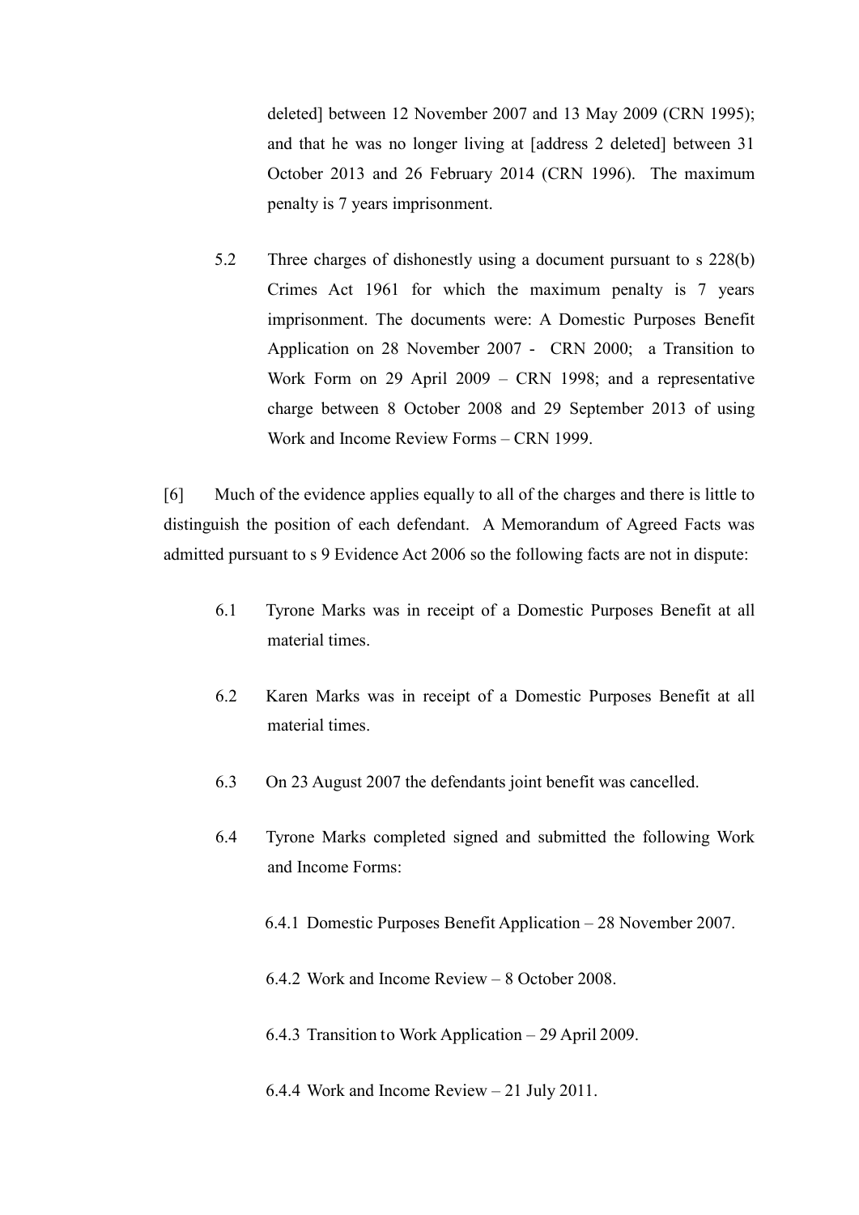deleted] between 12 November 2007 and 13 May 2009 (CRN 1995); and that he was no longer living at [address 2 deleted] between 31 October 2013 and 26 February 2014 (CRN 1996). The maximum penalty is 7 years imprisonment.

5.2 Three charges of dishonestly using a document pursuant to s 228(b) Crimes Act 1961 for which the maximum penalty is 7 years imprisonment. The documents were: A Domestic Purposes Benefit Application on 28 November 2007 - CRN 2000; a Transition to Work Form on 29 April 2009 – CRN 1998; and a representative charge between 8 October 2008 and 29 September 2013 of using Work and Income Review Forms – CRN 1999.

[6] Much of the evidence applies equally to all of the charges and there is little to distinguish the position of each defendant. A Memorandum of Agreed Facts was admitted pursuant to s 9 Evidence Act 2006 so the following facts are not in dispute:

6.1 Tyrone Marks was in receipt of a Domestic Purposes Benefit at all material times.

6.2 Karen Marks was in receipt of a Domestic Purposes Benefit at all material times.

6.3 On 23 August 2007 the defendants joint benefit was cancelled.

6.4 Tyrone Marks completed signed and submitted the following Work and Income Forms:

6.4.1 Domestic Purposes Benefit Application – 28 November 2007.

6.4.2 Work and Income Review – 8 October 2008.

6.4.3 Transition to Work Application – 29 April 2009.

6.4.4 Work and Income Review – 21 July 2011.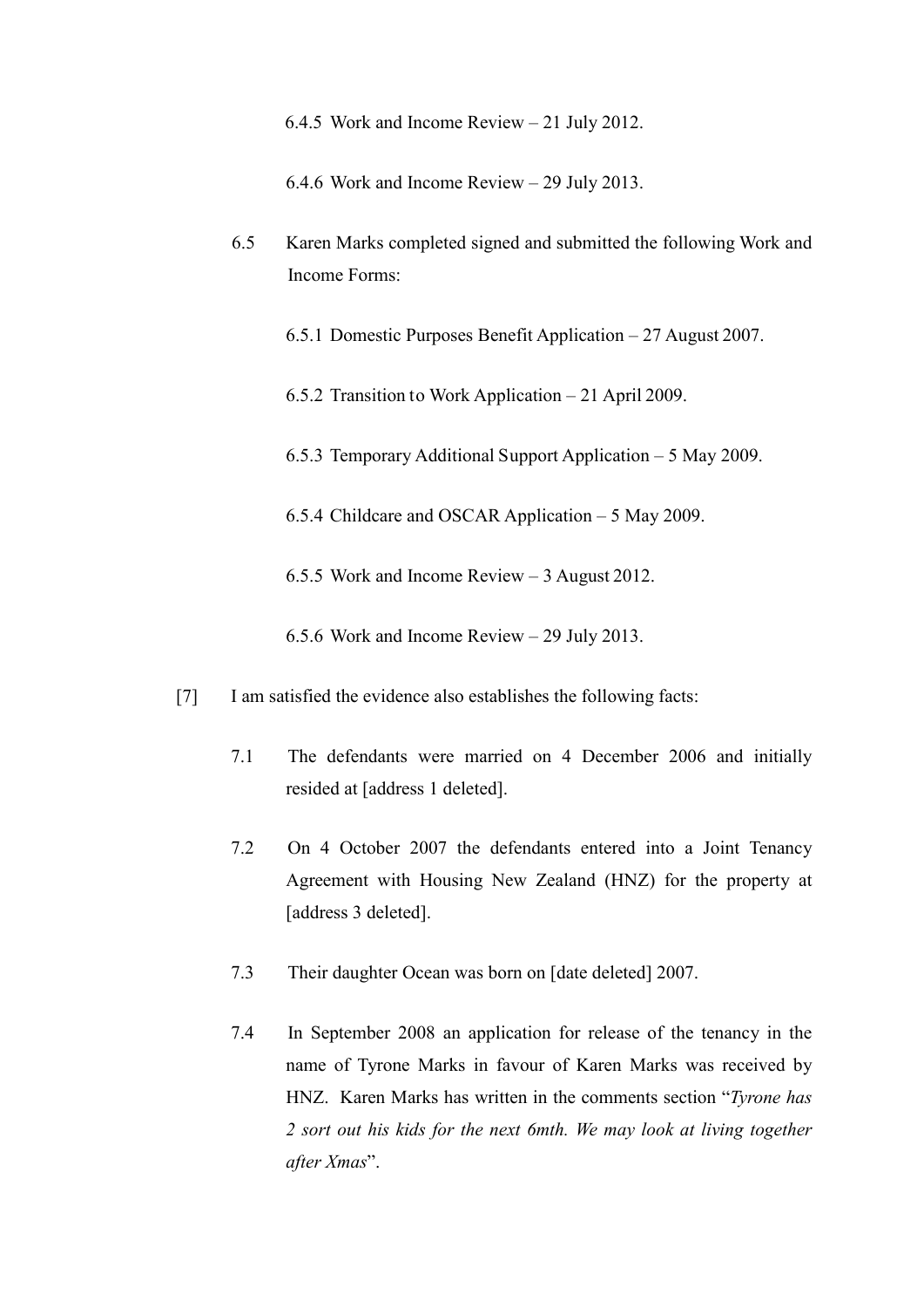6.4.5 Work and Income Review – 21 July 2012.

6.4.6 Work and Income Review – 29 July 2013.

6.5 Karen Marks completed signed and submitted the following Work and Income Forms:

6.5.1 Domestic Purposes Benefit Application – 27 August 2007.

6.5.2 Transition to Work Application – 21 April 2009.

6.5.3 Temporary Additional Support Application – 5 May 2009.

6.5.4 Childcare and OSCAR Application – 5 May 2009.

6.5.5 Work and Income Review – 3 August 2012.

6.5.6 Work and Income Review – 29 July 2013.

[7] I am satisfied the evidence also establishes the following facts:

7.1 The defendants were married on 4 December 2006 and initially resided at [address 1 deleted].

7.2 On 4 October 2007 the defendants entered into a Joint Tenancy Agreement with Housing New Zealand (HNZ) for the property at [address 3 deleted].

7.3 Their daughter Ocean was born on [date deleted] 2007.

7.4 In September 2008 an application for release of the tenancy in the name of Tyrone Marks in favour of Karen Marks was received by HNZ. Karen Marks has written in the comments section "*Tyrone has 2 sort out his kids for the next 6mth. We may look at living together after Xmas*".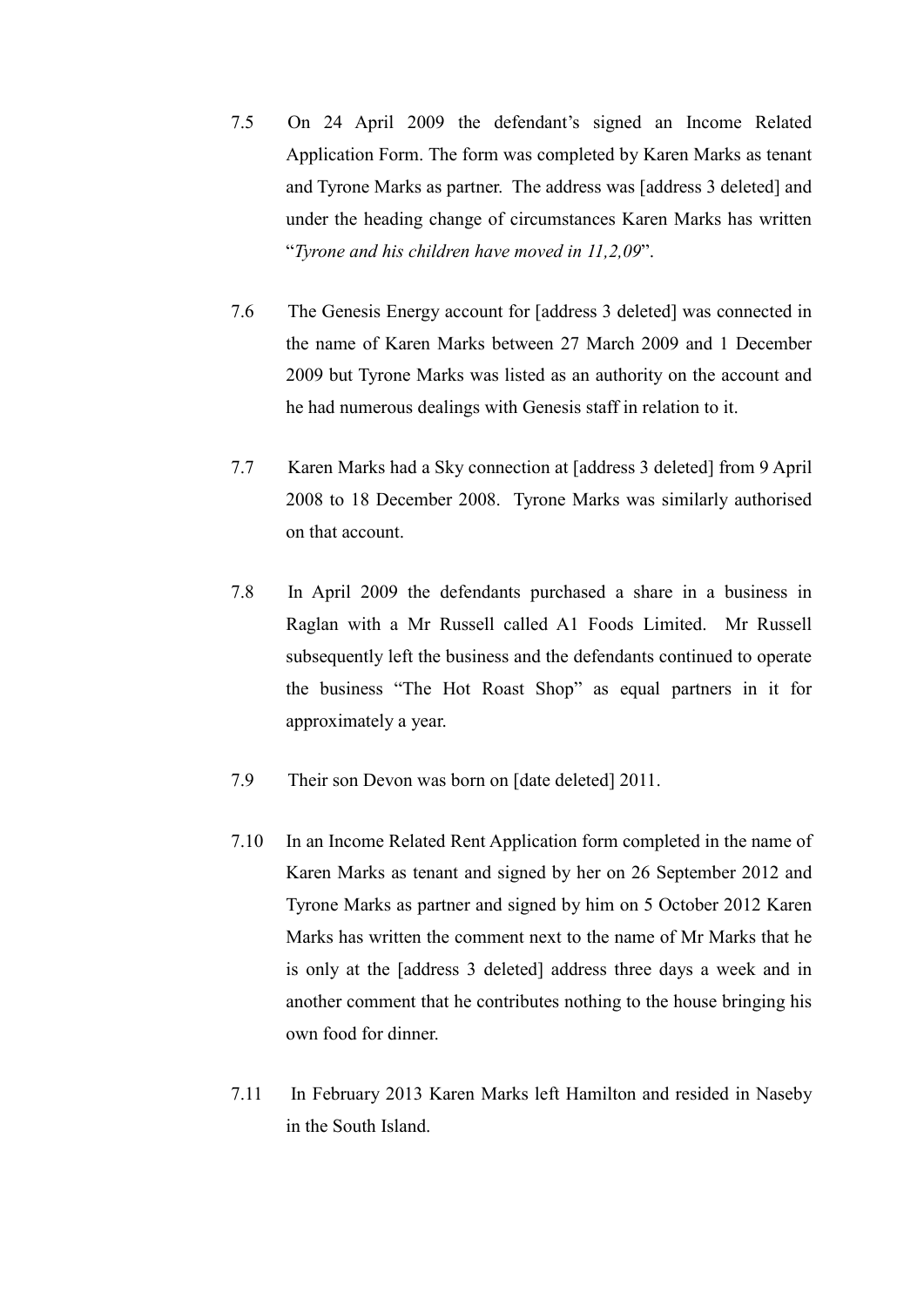7.5 On 24 April 2009 the defendant's signed an Income Related Application Form. The form was completed by Karen Marks as tenant and Tyrone Marks as partner. The address was [address 3 deleted] and under the heading change of circumstances Karen Marks has written "*Tyrone and his children have moved in 11,2,09*".

7.6 The Genesis Energy account for [address 3 deleted] was connected in the name of Karen Marks between 27 March 2009 and 1 December 2009 but Tyrone Marks was listed as an authority on the account and he had numerous dealings with Genesis staff in relation to it.

7.7 Karen Marks had a Sky connection at [address 3 deleted] from 9 April 2008 to 18 December 2008. Tyrone Marks was similarly authorised on that account.

7.8 In April 2009 the defendants purchased a share in a business in Raglan with a Mr Russell called A1 Foods Limited. Mr Russell subsequently left the business and the defendants continued to operate the business "The Hot Roast Shop" as equal partners in it for approximately a year.

7.9 Their son Devon was born on [date deleted] 2011.

7.10 In an Income Related Rent Application form completed in the name of Karen Marks as tenant and signed by her on 26 September 2012 and Tyrone Marks as partner and signed by him on 5 October 2012 Karen Marks has written the comment next to the name of Mr Marks that he is only at the [address 3 deleted] address three days a week and in another comment that he contributes nothing to the house bringing his own food for dinner.

7.11 In February 2013 Karen Marks left Hamilton and resided in Naseby in the South Island.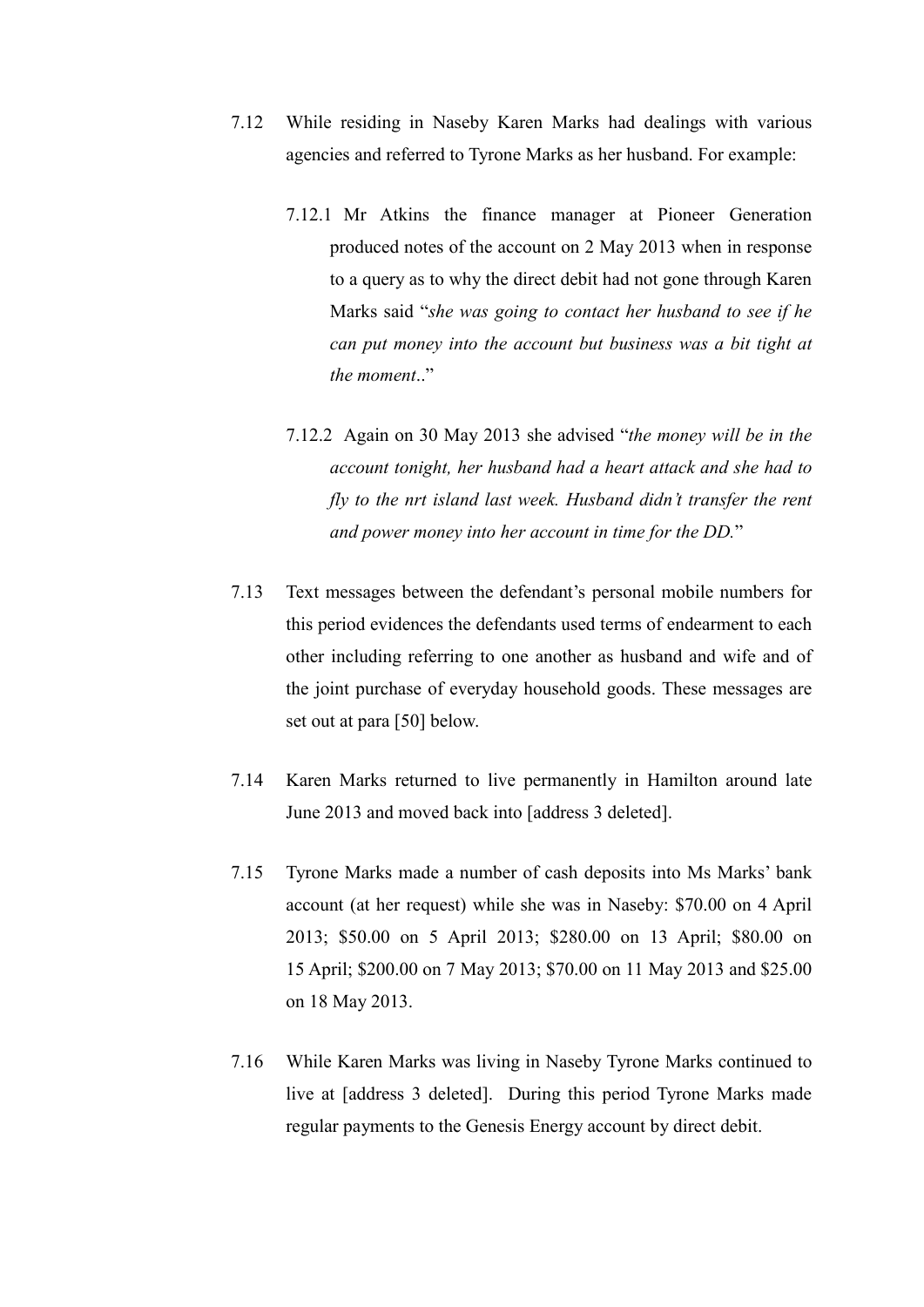7.12 While residing in Naseby Karen Marks had dealings with various agencies and referred to Tyrone Marks as her husband. For example:

7.12.1 Mr Atkins the finance manager at Pioneer Generation produced notes of the account on 2 May 2013 when in response to a query as to why the direct debit had not gone through Karen Marks said "*she was going to contact her husband to see if he can put money into the account but business was a bit tight at the moment*.."

7.12.2 Again on 30 May 2013 she advised "*the money will be in the account tonight, her husband had a heart attack and she had to fly to the nrt island last week. Husband didn't transfer the rent and power money into her account in time for the DD.*"

7.13 Text messages between the defendant's personal mobile numbers for this period evidences the defendants used terms of endearment to each other including referring to one another as husband and wife and of the joint purchase of everyday household goods. These messages are set out at para [50] below.

7.14 Karen Marks returned to live permanently in Hamilton around late June 2013 and moved back into [address 3 deleted].

7.15 Tyrone Marks made a number of cash deposits into Ms Marks' bank account (at her request) while she was in Naseby: $70.00 on 4 April 2013; $50.00 on 5 April 2013; $280.00 on 13 April; $80.00 on 15 April; $200.00 on 7 May 2013; $70.00 on 11 May 2013 and $25.00 on 18 May 2013.

7.16 While Karen Marks was living in Naseby Tyrone Marks continued to live at [address 3 deleted]. During this period Tyrone Marks made regular payments to the Genesis Energy account by direct debit.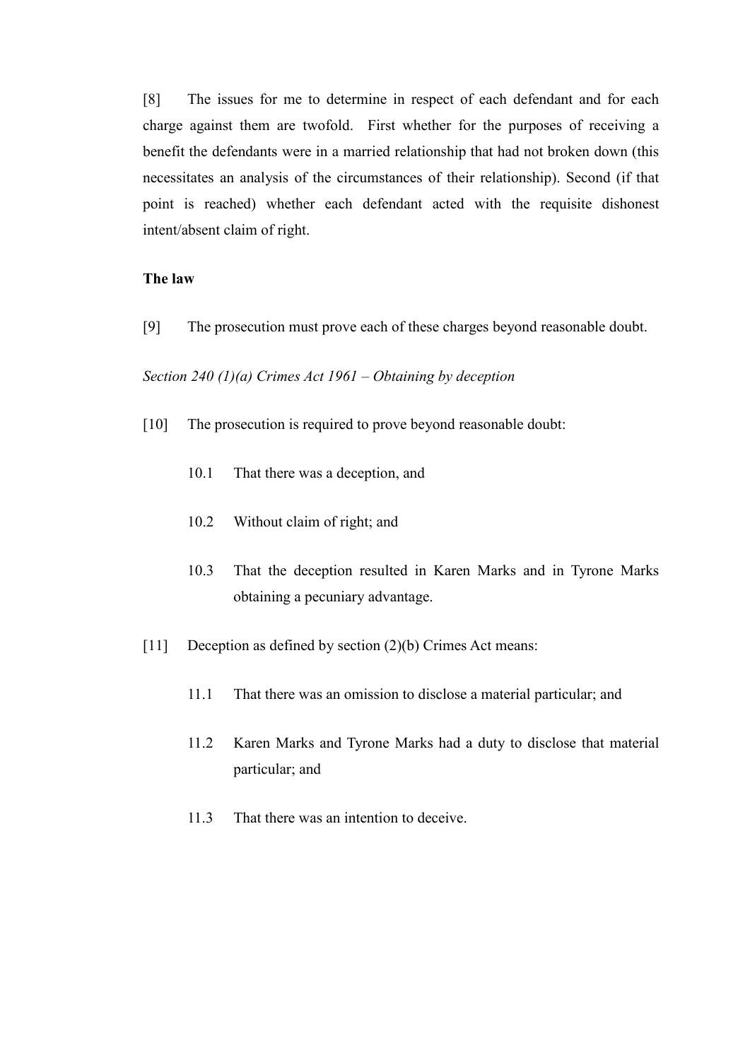[8] The issues for me to determine in respect of each defendant and for each charge against them are twofold. First whether for the purposes of receiving a benefit the defendants were in a married relationship that had not broken down (this necessitates an analysis of the circumstances of their relationship). Second (if that point is reached) whether each defendant acted with the requisite dishonest intent/absent claim of right.

**The law**

[9] The prosecution must prove each of these charges beyond reasonable doubt.

*Section 240 (1)(a) Crimes Act 1961 – Obtaining by deception*

[10] The prosecution is required to prove beyond reasonable doubt:

10.1 That there was a deception, and

10.2 Without claim of right; and

10.3 That the deception resulted in Karen Marks and in Tyrone Marks obtaining a pecuniary advantage.

[11] Deception as defined by section (2)(b) Crimes Act means:

11.1 That there was an omission to disclose a material particular; and

11.2 Karen Marks and Tyrone Marks had a duty to disclose that material particular; and

11.3 That there was an intention to deceive.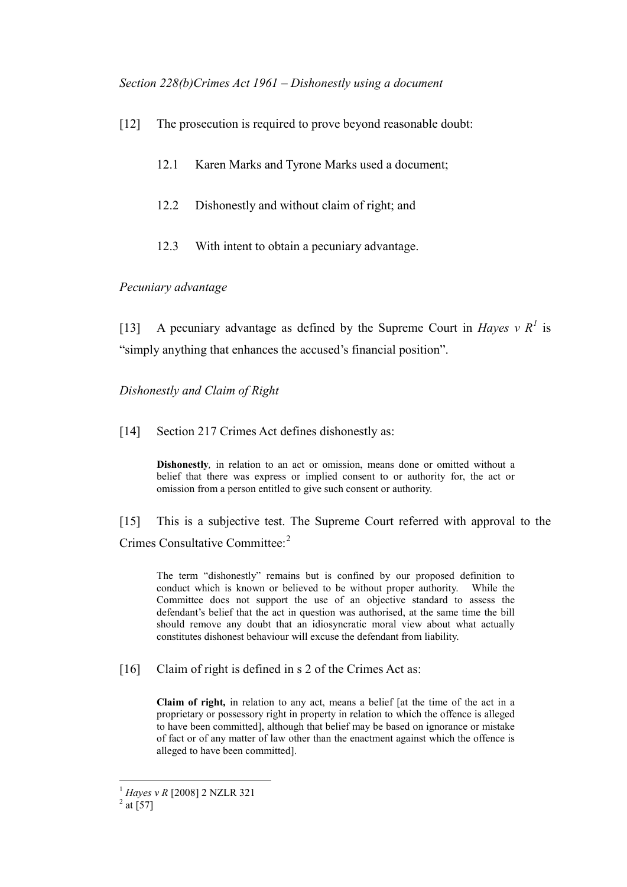*Section 228(b)Crimes Act 1961 – Dishonestly using a document*

[12] The prosecution is required to prove beyond reasonable doubt:

12.1 Karen Marks and Tyrone Marks used a document;

12.2 Dishonestly and without claim of right; and

12.3 With intent to obtain a pecuniary advantage.

*Pecuniary advantage*

[13] A pecuniary advantage as defined by the Supreme Court in *Hayes v R*[1] is "simply anything that enhances the accused's financial position".

*Dishonestly and Claim of Right*

[14] Section 217 Crimes Act defines dishonestly as:

> **Dishonestly**, in relation to an act or omission, means done or omitted without a belief that there was express or implied consent to or authority for, the act or omission from a person entitled to give such consent or authority.

[15] This is a subjective test. The Supreme Court referred with approval to the Crimes Consultative Committee:[2]

> The term "dishonestly" remains but is confined by our proposed definition to conduct which is known or believed to be without proper authority. While the Committee does not support the use of an objective standard to assess the defendant's belief that the act in question was authorised, at the same time the bill should remove any doubt that an idiosyncratic moral view about what actually constitutes dishonest behaviour will excuse the defendant from liability.

[16] Claim of right is defined in s 2 of the Crimes Act as:

> **Claim of right,** in relation to any act, means a belief [at the time of the act in a proprietary or possessory right in property in relation to which the offence is alleged to have been committed], although that belief may be based on ignorance or mistake of fact or of any matter of law other than the enactment against which the offence is alleged to have been committed].

---

[1] *Hayes v R* [2008] 2 NZLR 321

[2] at [57]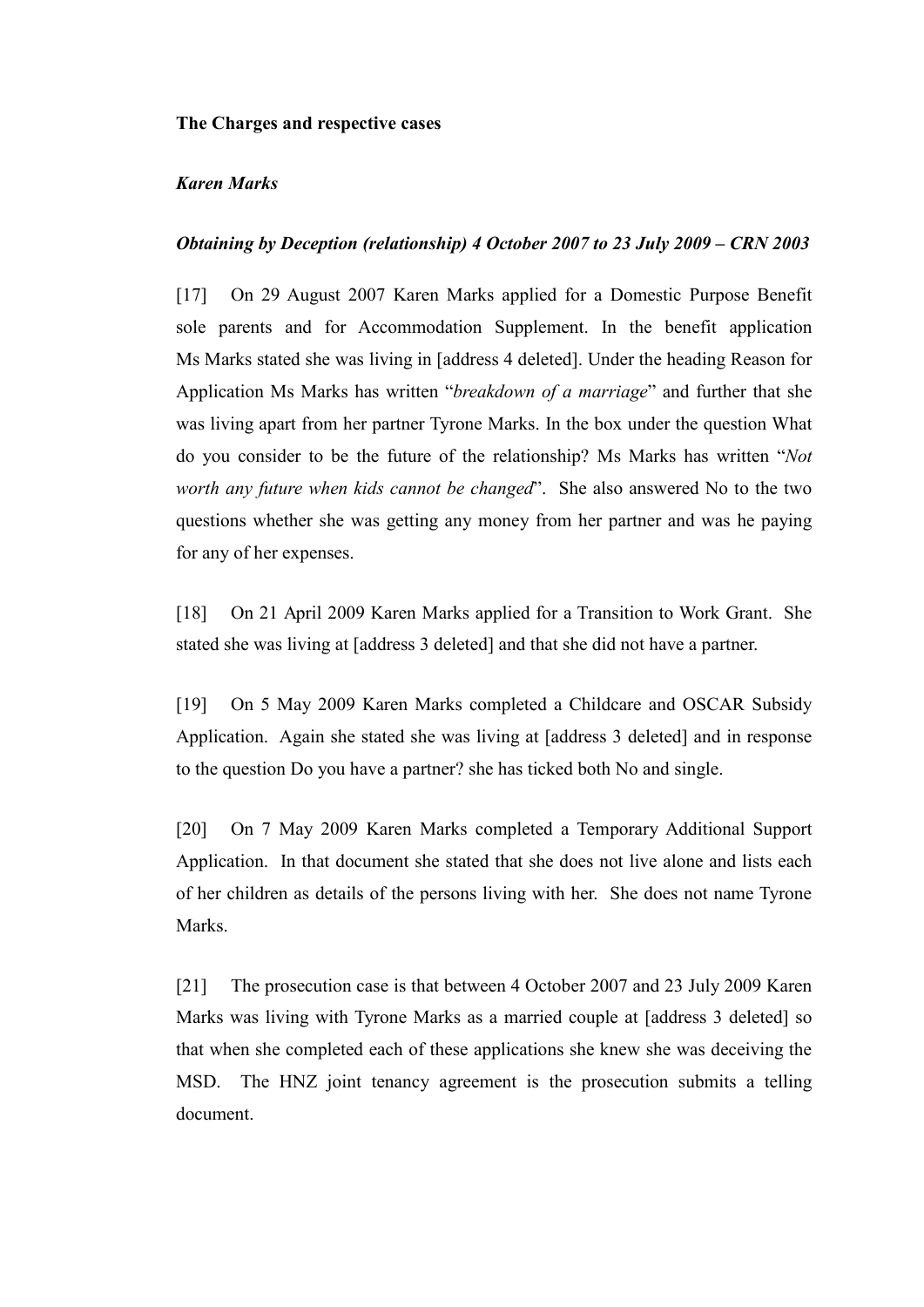**The Charges and respective cases**

***Karen Marks***

***Obtaining by Deception (relationship) 4 October 2007 to 23 July 2009 – CRN 2003***

[17] On 29 August 2007 Karen Marks applied for a Domestic Purpose Benefit sole parents and for Accommodation Supplement. In the benefit application Ms Marks stated she was living in [address 4 deleted]. Under the heading Reason for Application Ms Marks has written "*breakdown of a marriage*" and further that she was living apart from her partner Tyrone Marks. In the box under the question What do you consider to be the future of the relationship? Ms Marks has written "*Not worth any future when kids cannot be changed*". She also answered No to the two questions whether she was getting any money from her partner and was he paying for any of her expenses.

[18] On 21 April 2009 Karen Marks applied for a Transition to Work Grant. She stated she was living at [address 3 deleted] and that she did not have a partner.

[19] On 5 May 2009 Karen Marks completed a Childcare and OSCAR Subsidy Application. Again she stated she was living at [address 3 deleted] and in response to the question Do you have a partner? she has ticked both No and single.

[20] On 7 May 2009 Karen Marks completed a Temporary Additional Support Application. In that document she stated that she does not live alone and lists each of her children as details of the persons living with her. She does not name Tyrone Marks.

[21] The prosecution case is that between 4 October 2007 and 23 July 2009 Karen Marks was living with Tyrone Marks as a married couple at [address 3 deleted] so that when she completed each of these applications she knew she was deceiving the MSD. The HNZ joint tenancy agreement is the prosecution submits a telling document.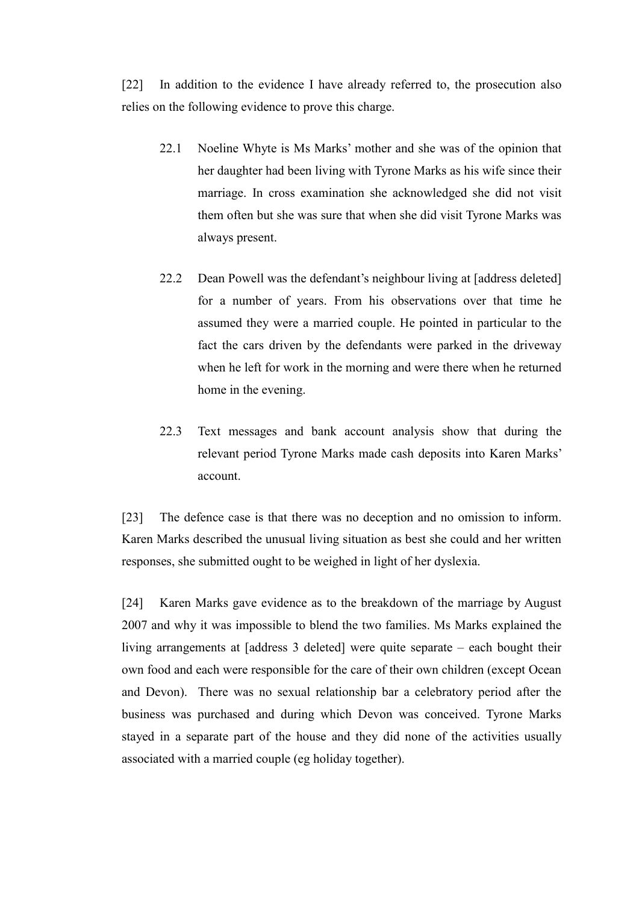[22] In addition to the evidence I have already referred to, the prosecution also relies on the following evidence to prove this charge.

> 22.1 Noeline Whyte is Ms Marks' mother and she was of the opinion that her daughter had been living with Tyrone Marks as his wife since their marriage. In cross examination she acknowledged she did not visit them often but she was sure that when she did visit Tyrone Marks was always present.
>
> 22.2 Dean Powell was the defendant's neighbour living at [address deleted] for a number of years. From his observations over that time he assumed they were a married couple. He pointed in particular to the fact the cars driven by the defendants were parked in the driveway when he left for work in the morning and were there when he returned home in the evening.
>
> 22.3 Text messages and bank account analysis show that during the relevant period Tyrone Marks made cash deposits into Karen Marks' account.

[23] The defence case is that there was no deception and no omission to inform. Karen Marks described the unusual living situation as best she could and her written responses, she submitted ought to be weighed in light of her dyslexia.

[24] Karen Marks gave evidence as to the breakdown of the marriage by August 2007 and why it was impossible to blend the two families. Ms Marks explained the living arrangements at [address 3 deleted] were quite separate – each bought their own food and each were responsible for the care of their own children (except Ocean and Devon). There was no sexual relationship bar a celebratory period after the business was purchased and during which Devon was conceived. Tyrone Marks stayed in a separate part of the house and they did none of the activities usually associated with a married couple (eg holiday together).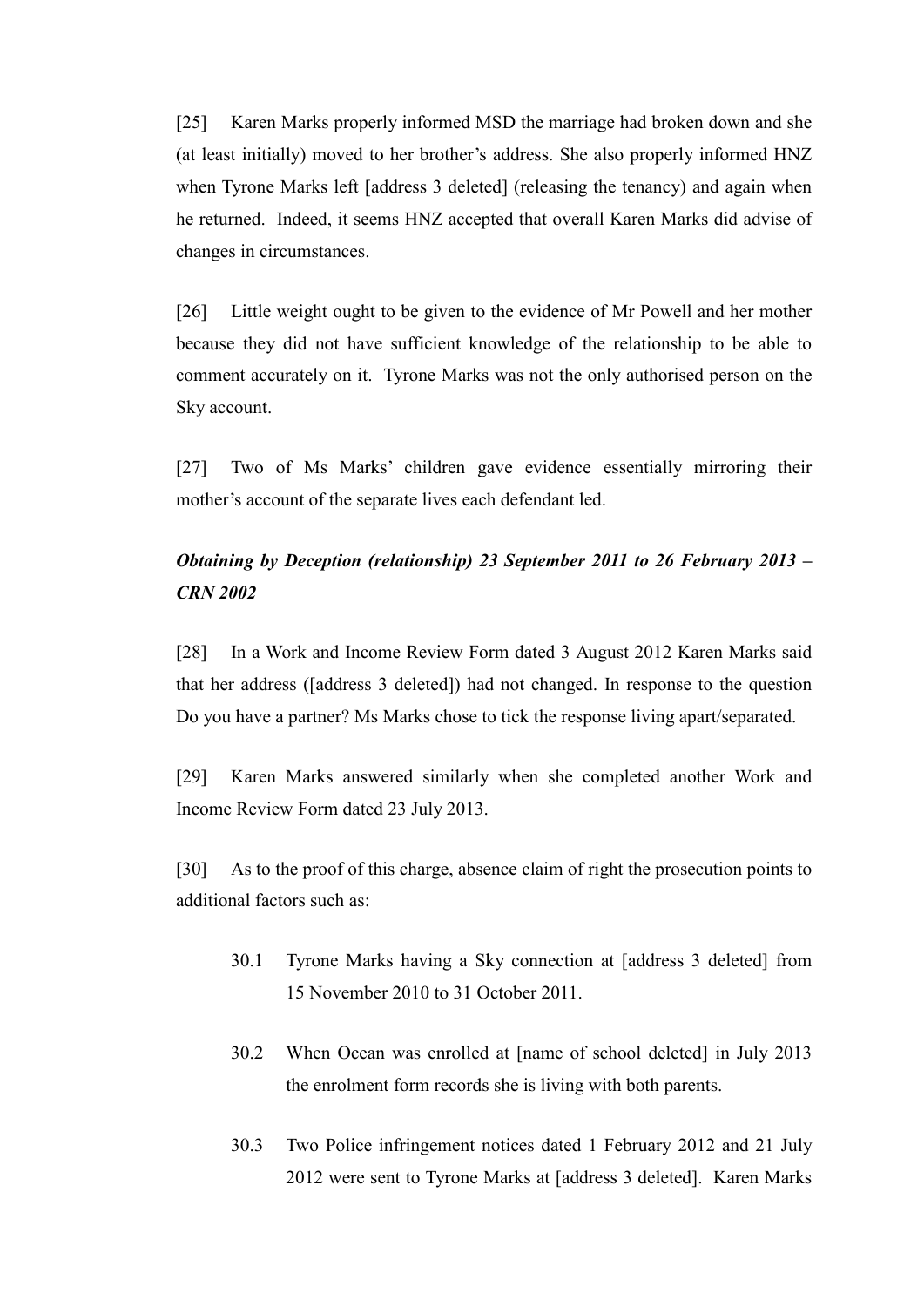[25] Karen Marks properly informed MSD the marriage had broken down and she (at least initially) moved to her brother's address. She also properly informed HNZ when Tyrone Marks left [address 3 deleted] (releasing the tenancy) and again when he returned. Indeed, it seems HNZ accepted that overall Karen Marks did advise of changes in circumstances.

[26] Little weight ought to be given to the evidence of Mr Powell and her mother because they did not have sufficient knowledge of the relationship to be able to comment accurately on it. Tyrone Marks was not the only authorised person on the Sky account.

[27] Two of Ms Marks' children gave evidence essentially mirroring their mother's account of the separate lives each defendant led.

***Obtaining by Deception (relationship) 23 September 2011 to 26 February 2013 – CRN 2002***

[28] In a Work and Income Review Form dated 3 August 2012 Karen Marks said that her address ([address 3 deleted]) had not changed. In response to the question Do you have a partner? Ms Marks chose to tick the response living apart/separated.

[29] Karen Marks answered similarly when she completed another Work and Income Review Form dated 23 July 2013.

[30] As to the proof of this charge, absence claim of right the prosecution points to additional factors such as:

30.1 Tyrone Marks having a Sky connection at [address 3 deleted] from 15 November 2010 to 31 October 2011.

30.2 When Ocean was enrolled at [name of school deleted] in July 2013 the enrolment form records she is living with both parents.

30.3 Two Police infringement notices dated 1 February 2012 and 21 July 2012 were sent to Tyrone Marks at [address 3 deleted]. Karen Marks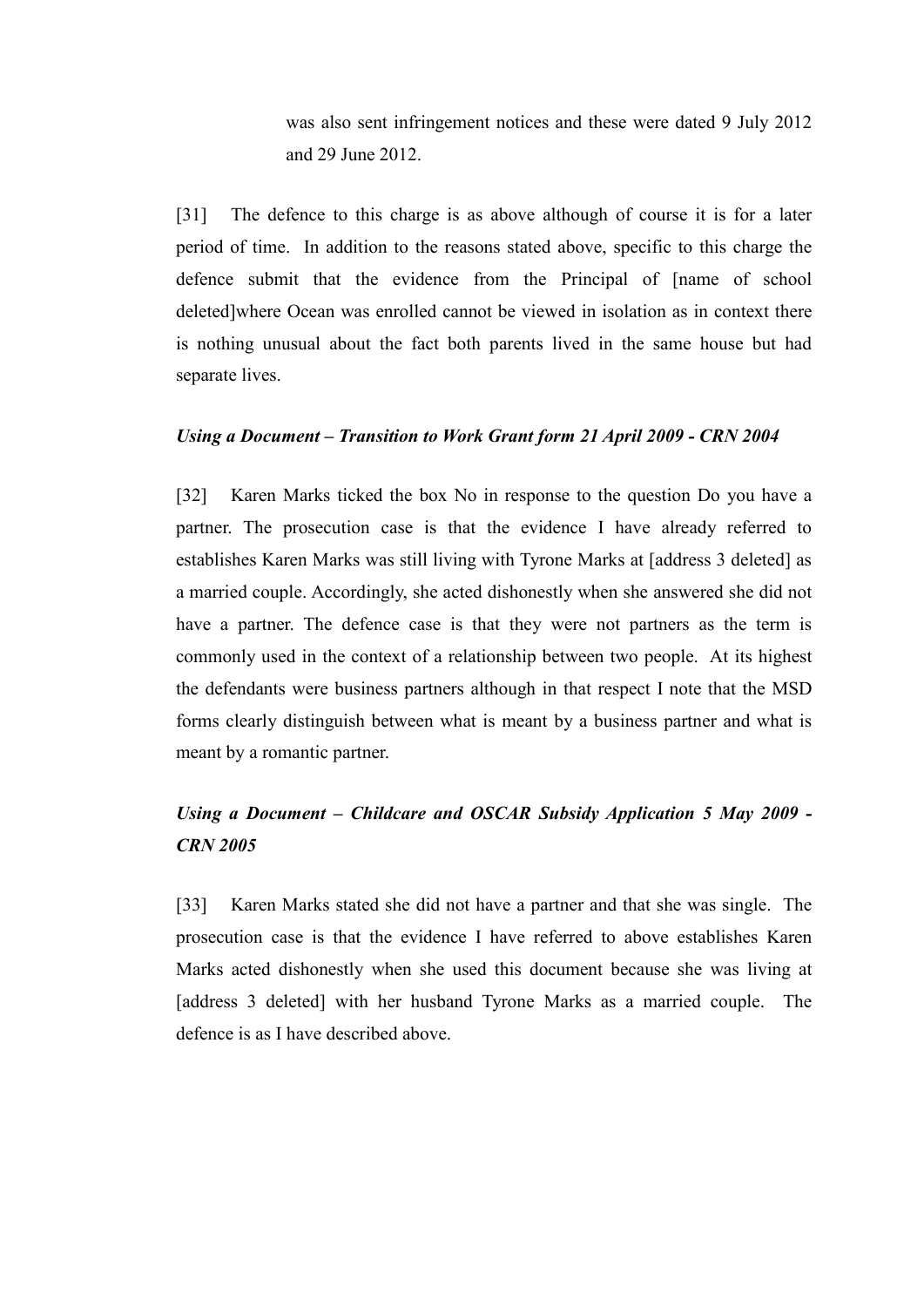was also sent infringement notices and these were dated 9 July 2012 and 29 June 2012.

[31] The defence to this charge is as above although of course it is for a later period of time. In addition to the reasons stated above, specific to this charge the defence submit that the evidence from the Principal of [name of school deleted]where Ocean was enrolled cannot be viewed in isolation as in context there is nothing unusual about the fact both parents lived in the same house but had separate lives.

*Using a Document – Transition to Work Grant form 21 April 2009 - CRN 2004*

[32] Karen Marks ticked the box No in response to the question Do you have a partner. The prosecution case is that the evidence I have already referred to establishes Karen Marks was still living with Tyrone Marks at [address 3 deleted] as a married couple. Accordingly, she acted dishonestly when she answered she did not have a partner. The defence case is that they were not partners as the term is commonly used in the context of a relationship between two people. At its highest the defendants were business partners although in that respect I note that the MSD forms clearly distinguish between what is meant by a business partner and what is meant by a romantic partner.

*Using a Document – Childcare and OSCAR Subsidy Application 5 May 2009 - CRN 2005*

[33] Karen Marks stated she did not have a partner and that she was single. The prosecution case is that the evidence I have referred to above establishes Karen Marks acted dishonestly when she used this document because she was living at [address 3 deleted] with her husband Tyrone Marks as a married couple. The defence is as I have described above.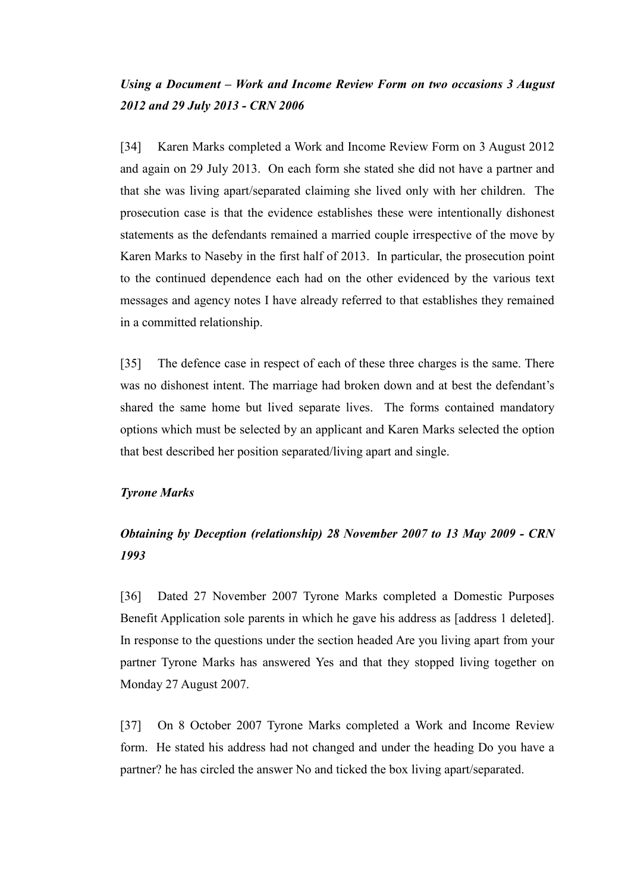***Using a Document – Work and Income Review Form on two occasions 3 August 2012 and 29 July 2013 - CRN 2006***

[34] Karen Marks completed a Work and Income Review Form on 3 August 2012 and again on 29 July 2013. On each form she stated she did not have a partner and that she was living apart/separated claiming she lived only with her children. The prosecution case is that the evidence establishes these were intentionally dishonest statements as the defendants remained a married couple irrespective of the move by Karen Marks to Naseby in the first half of 2013. In particular, the prosecution point to the continued dependence each had on the other evidenced by the various text messages and agency notes I have already referred to that establishes they remained in a committed relationship.

[35] The defence case in respect of each of these three charges is the same. There was no dishonest intent. The marriage had broken down and at best the defendant's shared the same home but lived separate lives. The forms contained mandatory options which must be selected by an applicant and Karen Marks selected the option that best described her position separated/living apart and single.

***Tyrone Marks***

***Obtaining by Deception (relationship) 28 November 2007 to 13 May 2009 - CRN 1993***

[36] Dated 27 November 2007 Tyrone Marks completed a Domestic Purposes Benefit Application sole parents in which he gave his address as [address 1 deleted]. In response to the questions under the section headed Are you living apart from your partner Tyrone Marks has answered Yes and that they stopped living together on Monday 27 August 2007.

[37] On 8 October 2007 Tyrone Marks completed a Work and Income Review form. He stated his address had not changed and under the heading Do you have a partner? he has circled the answer No and ticked the box living apart/separated.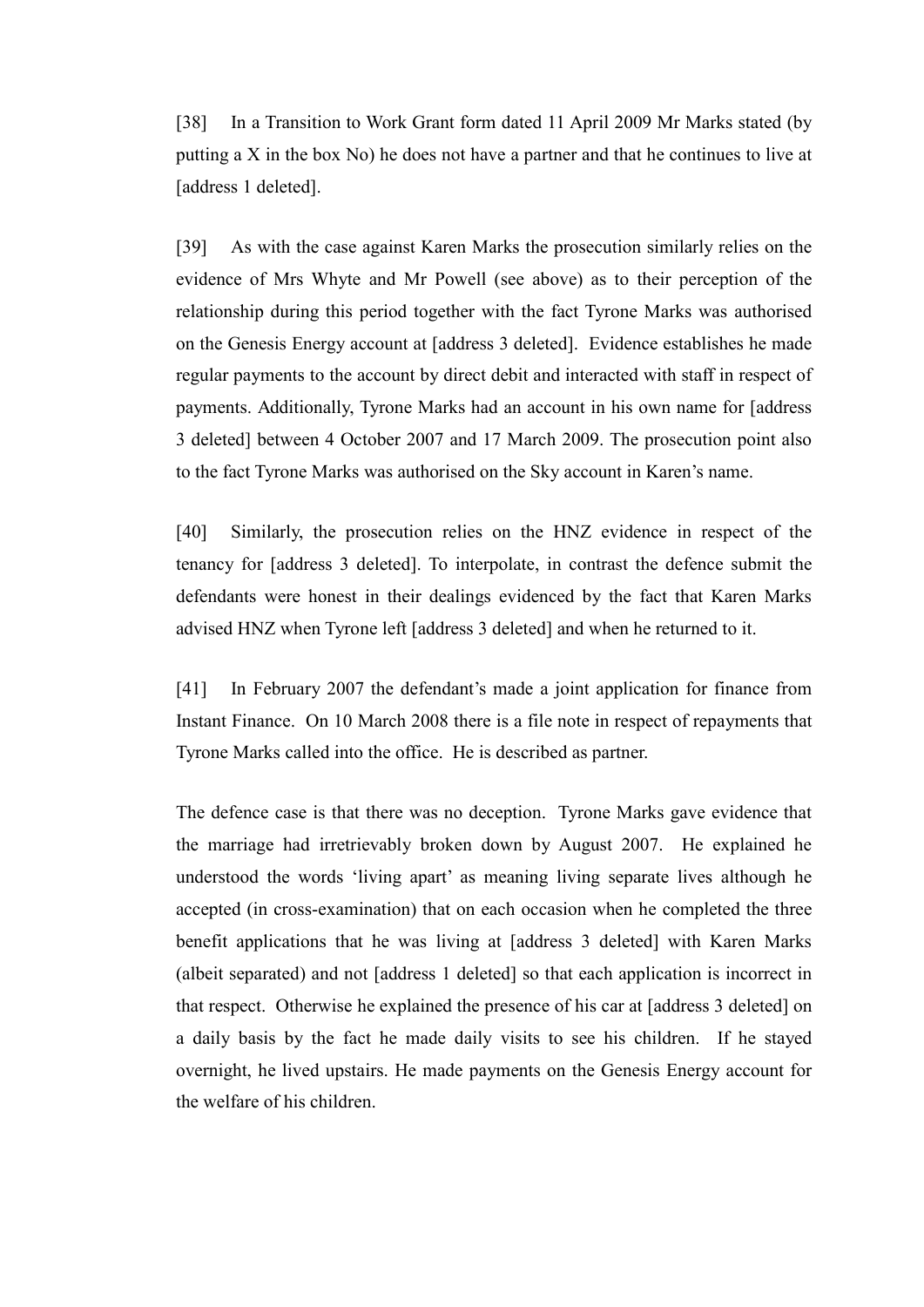[38] In a Transition to Work Grant form dated 11 April 2009 Mr Marks stated (by putting a X in the box No) he does not have a partner and that he continues to live at [address 1 deleted].

[39] As with the case against Karen Marks the prosecution similarly relies on the evidence of Mrs Whyte and Mr Powell (see above) as to their perception of the relationship during this period together with the fact Tyrone Marks was authorised on the Genesis Energy account at [address 3 deleted]. Evidence establishes he made regular payments to the account by direct debit and interacted with staff in respect of payments. Additionally, Tyrone Marks had an account in his own name for [address 3 deleted] between 4 October 2007 and 17 March 2009. The prosecution point also to the fact Tyrone Marks was authorised on the Sky account in Karen's name.

[40] Similarly, the prosecution relies on the HNZ evidence in respect of the tenancy for [address 3 deleted]. To interpolate, in contrast the defence submit the defendants were honest in their dealings evidenced by the fact that Karen Marks advised HNZ when Tyrone left [address 3 deleted] and when he returned to it.

[41] In February 2007 the defendant's made a joint application for finance from Instant Finance. On 10 March 2008 there is a file note in respect of repayments that Tyrone Marks called into the office. He is described as partner.

The defence case is that there was no deception. Tyrone Marks gave evidence that the marriage had irretrievably broken down by August 2007. He explained he understood the words 'living apart' as meaning living separate lives although he accepted (in cross-examination) that on each occasion when he completed the three benefit applications that he was living at [address 3 deleted] with Karen Marks (albeit separated) and not [address 1 deleted] so that each application is incorrect in that respect. Otherwise he explained the presence of his car at [address 3 deleted] on a daily basis by the fact he made daily visits to see his children. If he stayed overnight, he lived upstairs. He made payments on the Genesis Energy account for the welfare of his children.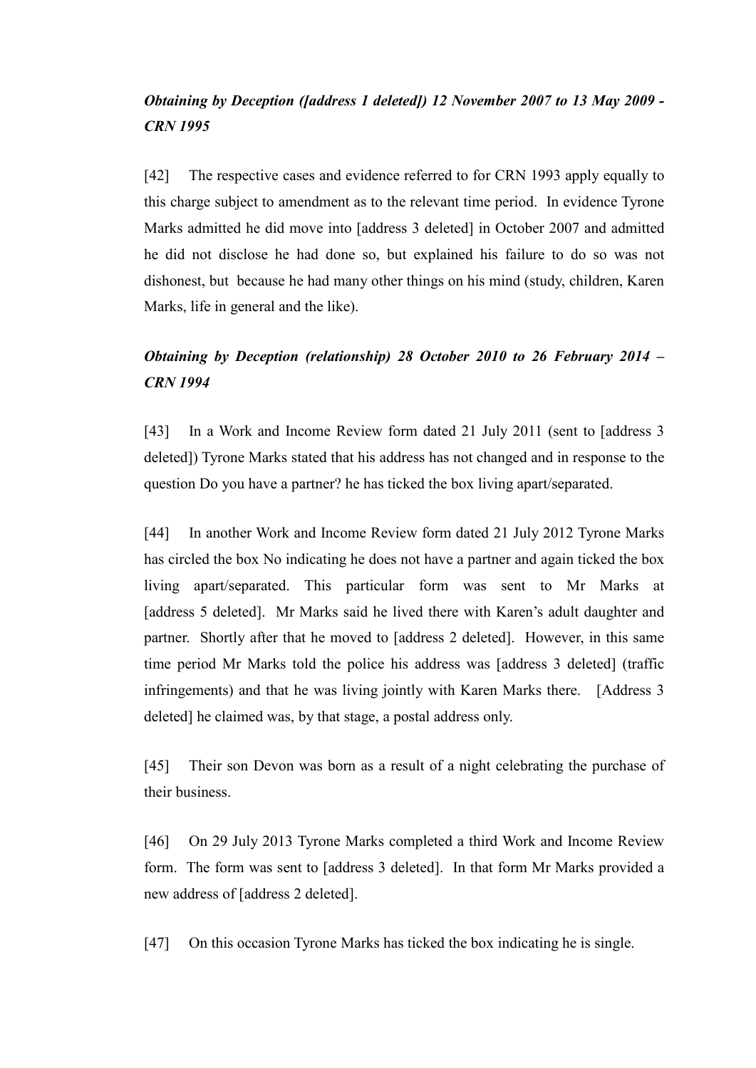***Obtaining by Deception ([address 1 deleted]) 12 November 2007 to 13 May 2009 - CRN 1995***

[42] The respective cases and evidence referred to for CRN 1993 apply equally to this charge subject to amendment as to the relevant time period. In evidence Tyrone Marks admitted he did move into [address 3 deleted] in October 2007 and admitted he did not disclose he had done so, but explained his failure to do so was not dishonest, but because he had many other things on his mind (study, children, Karen Marks, life in general and the like).

***Obtaining by Deception (relationship) 28 October 2010 to 26 February 2014 – CRN 1994***

[43] In a Work and Income Review form dated 21 July 2011 (sent to [address 3 deleted]) Tyrone Marks stated that his address has not changed and in response to the question Do you have a partner? he has ticked the box living apart/separated.

[44] In another Work and Income Review form dated 21 July 2012 Tyrone Marks has circled the box No indicating he does not have a partner and again ticked the box living apart/separated. This particular form was sent to Mr Marks at [address 5 deleted]. Mr Marks said he lived there with Karen's adult daughter and partner. Shortly after that he moved to [address 2 deleted]. However, in this same time period Mr Marks told the police his address was [address 3 deleted] (traffic infringements) and that he was living jointly with Karen Marks there. [Address 3 deleted] he claimed was, by that stage, a postal address only.

[45] Their son Devon was born as a result of a night celebrating the purchase of their business.

[46] On 29 July 2013 Tyrone Marks completed a third Work and Income Review form. The form was sent to [address 3 deleted]. In that form Mr Marks provided a new address of [address 2 deleted].

[47] On this occasion Tyrone Marks has ticked the box indicating he is single.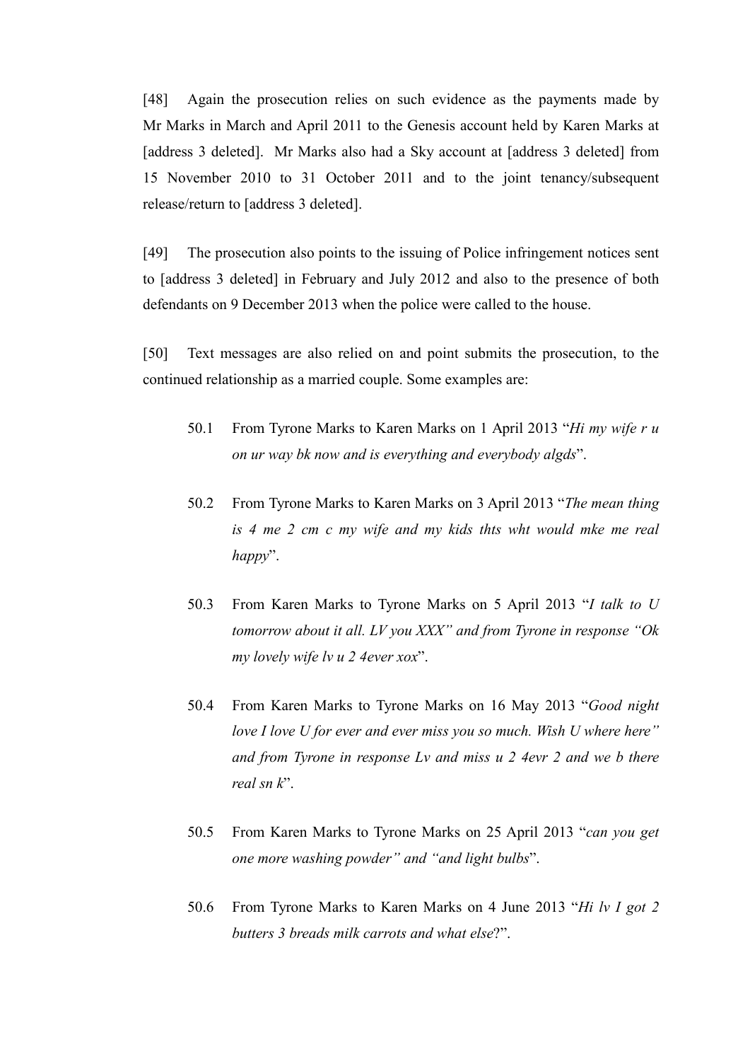[48] Again the prosecution relies on such evidence as the payments made by Mr Marks in March and April 2011 to the Genesis account held by Karen Marks at [address 3 deleted]. Mr Marks also had a Sky account at [address 3 deleted] from 15 November 2010 to 31 October 2011 and to the joint tenancy/subsequent release/return to [address 3 deleted].

[49] The prosecution also points to the issuing of Police infringement notices sent to [address 3 deleted] in February and July 2012 and also to the presence of both defendants on 9 December 2013 when the police were called to the house.

[50] Text messages are also relied on and point submits the prosecution, to the continued relationship as a married couple. Some examples are:

50.1 From Tyrone Marks to Karen Marks on 1 April 2013 "*Hi my wife r u on ur way bk now and is everything and everybody algds*".

50.2 From Tyrone Marks to Karen Marks on 3 April 2013 "*The mean thing is 4 me 2 cm c my wife and my kids thts wht would mke me real happy*".

50.3 From Karen Marks to Tyrone Marks on 5 April 2013 "*I talk to U tomorrow about it all. LV you XXX" and from Tyrone in response "Ok my lovely wife lv u 2 4ever xox*".

50.4 From Karen Marks to Tyrone Marks on 16 May 2013 "*Good night love I love U for ever and ever miss you so much. Wish U where here" and from Tyrone in response Lv and miss u 2 4evr 2 and we b there real sn k*".

50.5 From Karen Marks to Tyrone Marks on 25 April 2013 "*can you get one more washing powder" and "and light bulbs*".

50.6 From Tyrone Marks to Karen Marks on 4 June 2013 "*Hi lv I got 2 butters 3 breads milk carrots and what else*?".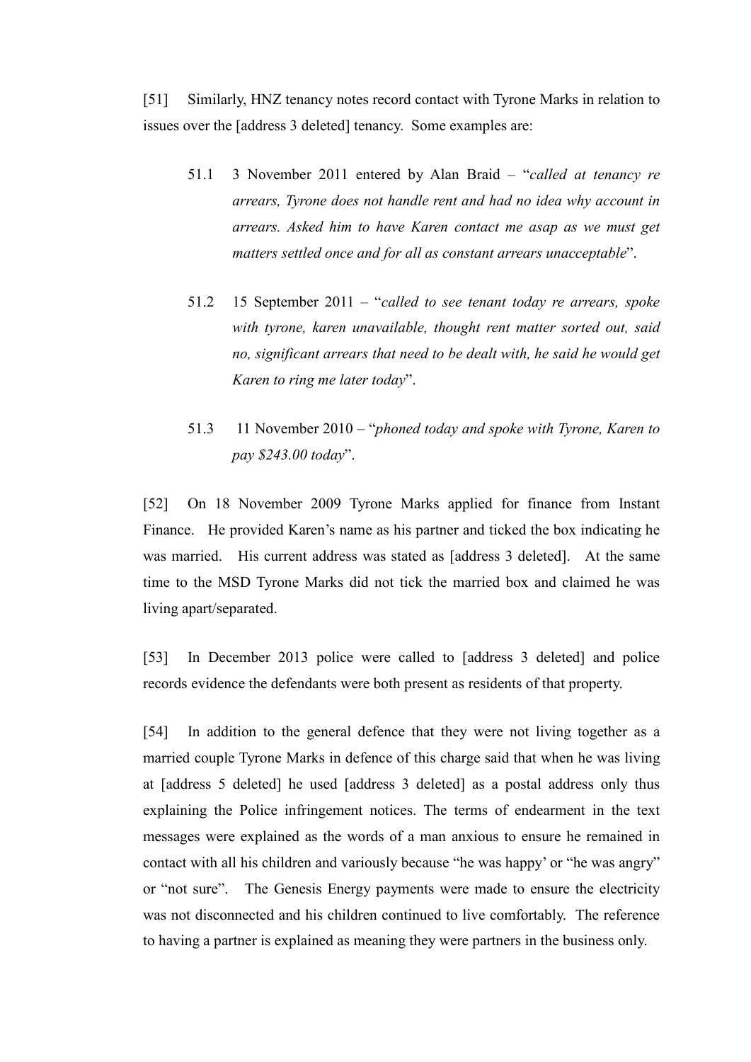[51] Similarly, HNZ tenancy notes record contact with Tyrone Marks in relation to issues over the [address 3 deleted] tenancy. Some examples are:

51.1 3 November 2011 entered by Alan Braid – "*called at tenancy re arrears, Tyrone does not handle rent and had no idea why account in arrears. Asked him to have Karen contact me asap as we must get matters settled once and for all as constant arrears unacceptable*".

51.2 15 September 2011 – "*called to see tenant today re arrears, spoke with tyrone, karen unavailable, thought rent matter sorted out, said no, significant arrears that need to be dealt with, he said he would get Karen to ring me later today*".

51.3 11 November 2010 – "*phoned today and spoke with Tyrone, Karen to pay $243.00 today*".

[52] On 18 November 2009 Tyrone Marks applied for finance from Instant Finance. He provided Karen's name as his partner and ticked the box indicating he was married. His current address was stated as [address 3 deleted]. At the same time to the MSD Tyrone Marks did not tick the married box and claimed he was living apart/separated.

[53] In December 2013 police were called to [address 3 deleted] and police records evidence the defendants were both present as residents of that property.

[54] In addition to the general defence that they were not living together as a married couple Tyrone Marks in defence of this charge said that when he was living at [address 5 deleted] he used [address 3 deleted] as a postal address only thus explaining the Police infringement notices. The terms of endearment in the text messages were explained as the words of a man anxious to ensure he remained in contact with all his children and variously because "he was happy' or "he was angry" or "not sure". The Genesis Energy payments were made to ensure the electricity was not disconnected and his children continued to live comfortably. The reference to having a partner is explained as meaning they were partners in the business only.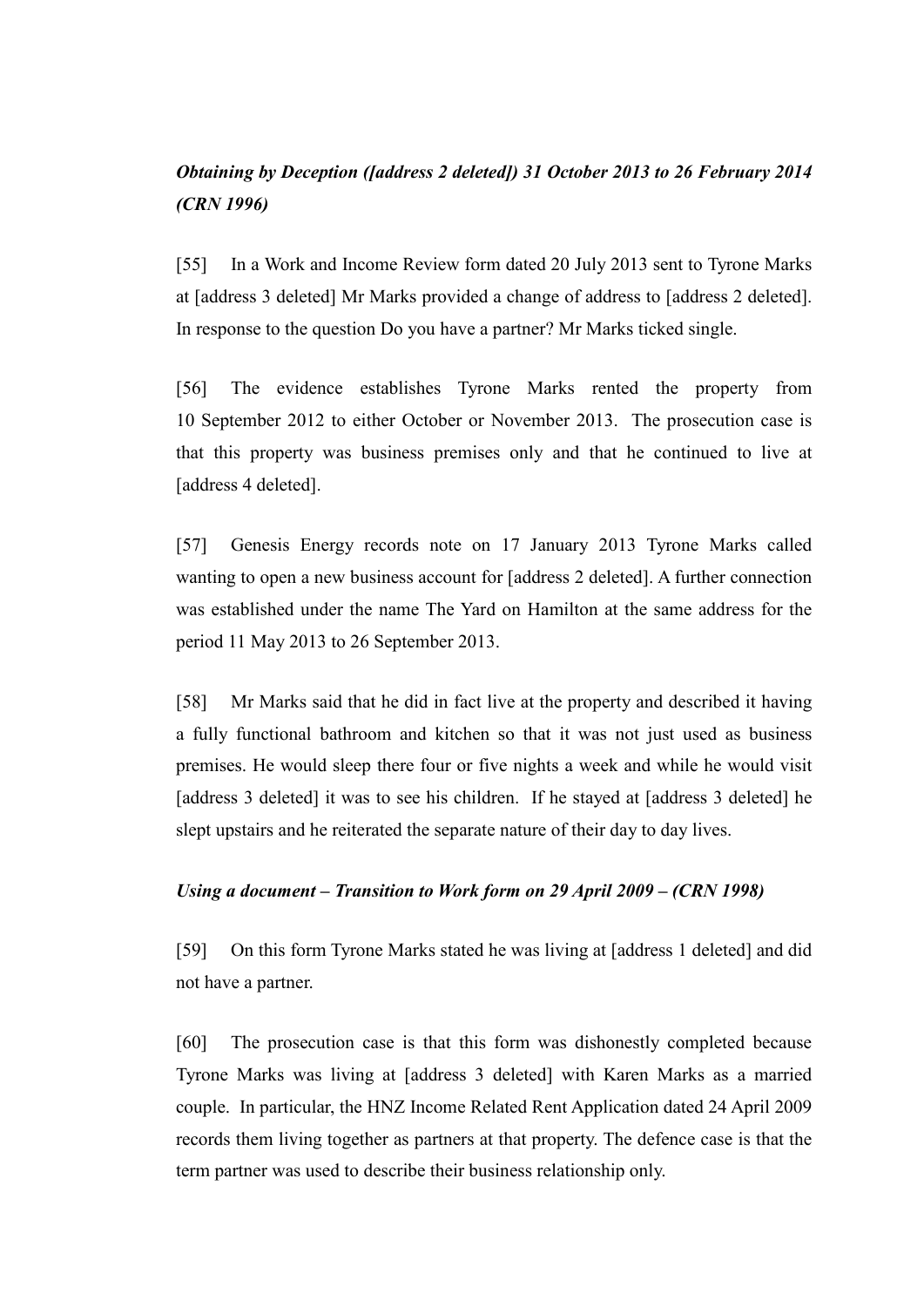***Obtaining by Deception ([address 2 deleted]) 31 October 2013 to 26 February 2014 (CRN 1996)***

[55] In a Work and Income Review form dated 20 July 2013 sent to Tyrone Marks at [address 3 deleted] Mr Marks provided a change of address to [address 2 deleted]. In response to the question Do you have a partner? Mr Marks ticked single.

[56] The evidence establishes Tyrone Marks rented the property from 10 September 2012 to either October or November 2013. The prosecution case is that this property was business premises only and that he continued to live at [address 4 deleted].

[57] Genesis Energy records note on 17 January 2013 Tyrone Marks called wanting to open a new business account for [address 2 deleted]. A further connection was established under the name The Yard on Hamilton at the same address for the period 11 May 2013 to 26 September 2013.

[58] Mr Marks said that he did in fact live at the property and described it having a fully functional bathroom and kitchen so that it was not just used as business premises. He would sleep there four or five nights a week and while he would visit [address 3 deleted] it was to see his children. If he stayed at [address 3 deleted] he slept upstairs and he reiterated the separate nature of their day to day lives.

***Using a document – Transition to Work form on 29 April 2009 – (CRN 1998)***

[59] On this form Tyrone Marks stated he was living at [address 1 deleted] and did not have a partner.

[60] The prosecution case is that this form was dishonestly completed because Tyrone Marks was living at [address 3 deleted] with Karen Marks as a married couple. In particular, the HNZ Income Related Rent Application dated 24 April 2009 records them living together as partners at that property. The defence case is that the term partner was used to describe their business relationship only.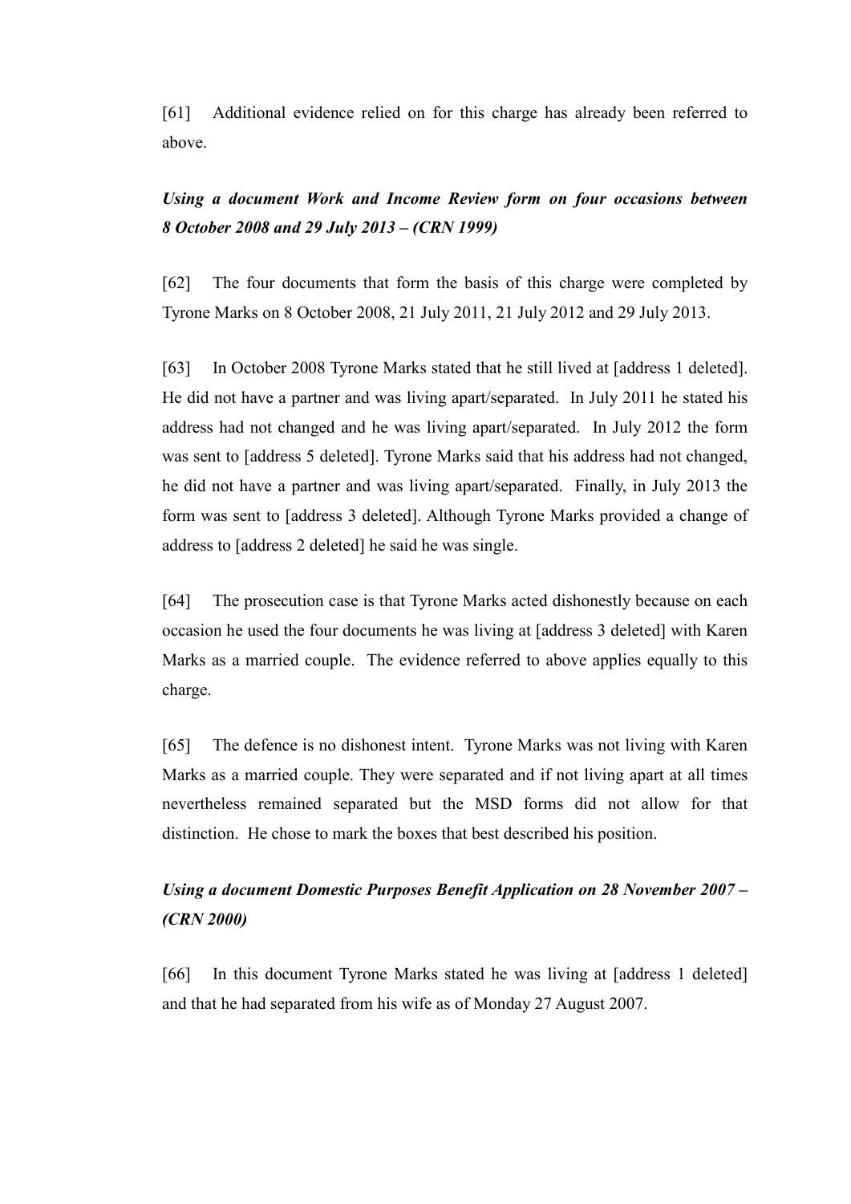[61] Additional evidence relied on for this charge has already been referred to above.

***Using a document Work and Income Review form on four occasions between 8 October 2008 and 29 July 2013 – (CRN 1999)***

[62] The four documents that form the basis of this charge were completed by Tyrone Marks on 8 October 2008, 21 July 2011, 21 July 2012 and 29 July 2013.

[63] In October 2008 Tyrone Marks stated that he still lived at [address 1 deleted]. He did not have a partner and was living apart/separated. In July 2011 he stated his address had not changed and he was living apart/separated. In July 2012 the form was sent to [address 5 deleted]. Tyrone Marks said that his address had not changed, he did not have a partner and was living apart/separated. Finally, in July 2013 the form was sent to [address 3 deleted]. Although Tyrone Marks provided a change of address to [address 2 deleted] he said he was single.

[64] The prosecution case is that Tyrone Marks acted dishonestly because on each occasion he used the four documents he was living at [address 3 deleted] with Karen Marks as a married couple. The evidence referred to above applies equally to this charge.

[65] The defence is no dishonest intent. Tyrone Marks was not living with Karen Marks as a married couple. They were separated and if not living apart at all times nevertheless remained separated but the MSD forms did not allow for that distinction. He chose to mark the boxes that best described his position.

***Using a document Domestic Purposes Benefit Application on 28 November 2007 – (CRN 2000)***

[66] In this document Tyrone Marks stated he was living at [address 1 deleted] and that he had separated from his wife as of Monday 27 August 2007.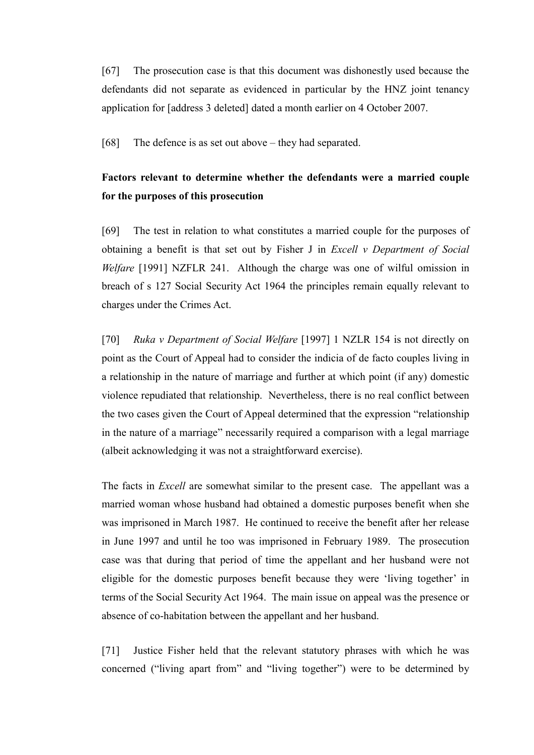[67] The prosecution case is that this document was dishonestly used because the defendants did not separate as evidenced in particular by the HNZ joint tenancy application for [address 3 deleted] dated a month earlier on 4 October 2007.

[68] The defence is as set out above – they had separated.

**Factors relevant to determine whether the defendants were a married couple for the purposes of this prosecution**

[69] The test in relation to what constitutes a married couple for the purposes of obtaining a benefit is that set out by Fisher J in *Excell v Department of Social Welfare* [1991] NZFLR 241. Although the charge was one of wilful omission in breach of s 127 Social Security Act 1964 the principles remain equally relevant to charges under the Crimes Act.

[70] *Ruka v Department of Social Welfare* [1997] 1 NZLR 154 is not directly on point as the Court of Appeal had to consider the indicia of de facto couples living in a relationship in the nature of marriage and further at which point (if any) domestic violence repudiated that relationship. Nevertheless, there is no real conflict between the two cases given the Court of Appeal determined that the expression "relationship in the nature of a marriage" necessarily required a comparison with a legal marriage (albeit acknowledging it was not a straightforward exercise).

The facts in *Excell* are somewhat similar to the present case. The appellant was a married woman whose husband had obtained a domestic purposes benefit when she was imprisoned in March 1987. He continued to receive the benefit after her release in June 1997 and until he too was imprisoned in February 1989. The prosecution case was that during that period of time the appellant and her husband were not eligible for the domestic purposes benefit because they were 'living together' in terms of the Social Security Act 1964. The main issue on appeal was the presence or absence of co-habitation between the appellant and her husband.

[71] Justice Fisher held that the relevant statutory phrases with which he was concerned ("living apart from" and "living together") were to be determined by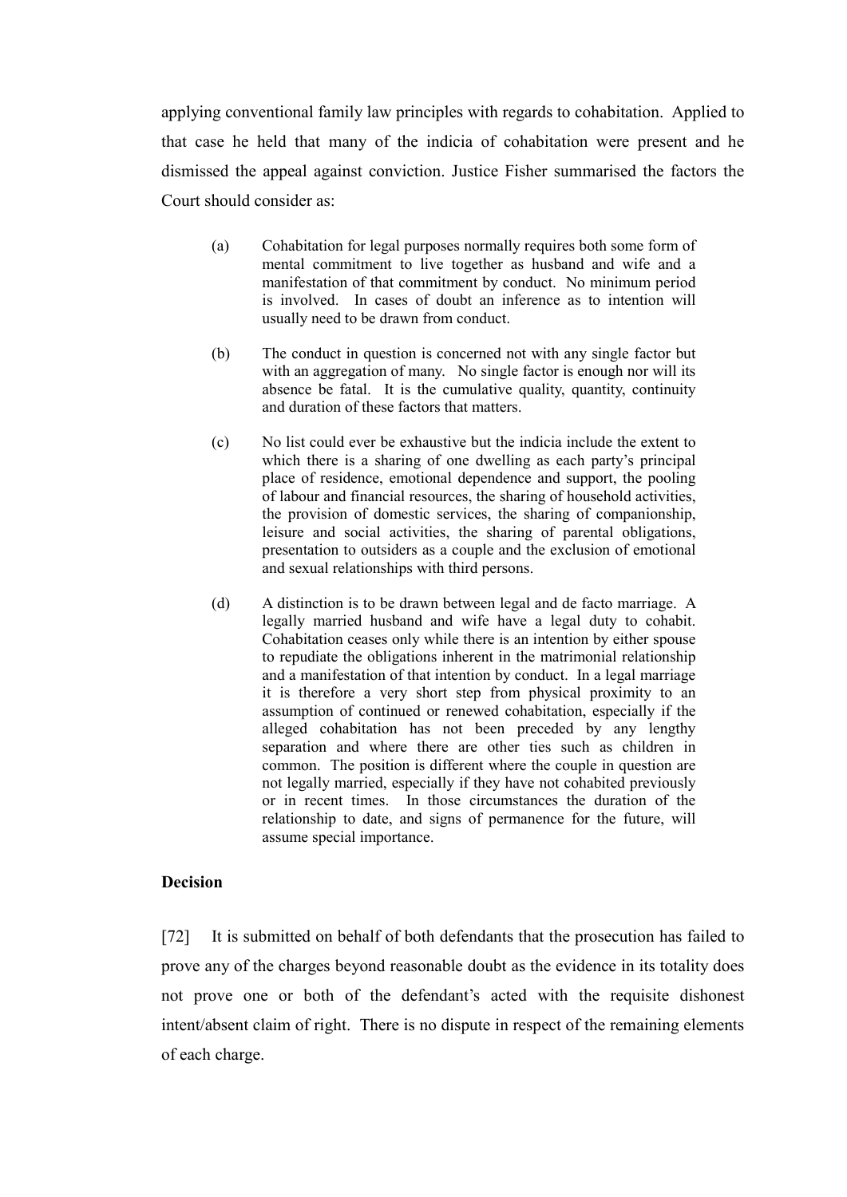applying conventional family law principles with regards to cohabitation. Applied to that case he held that many of the indicia of cohabitation were present and he dismissed the appeal against conviction. Justice Fisher summarised the factors the Court should consider as:

> (a) Cohabitation for legal purposes normally requires both some form of mental commitment to live together as husband and wife and a manifestation of that commitment by conduct. No minimum period is involved. In cases of doubt an inference as to intention will usually need to be drawn from conduct.
>
> (b) The conduct in question is concerned not with any single factor but with an aggregation of many. No single factor is enough nor will its absence be fatal. It is the cumulative quality, quantity, continuity and duration of these factors that matters.
>
> (c) No list could ever be exhaustive but the indicia include the extent to which there is a sharing of one dwelling as each party's principal place of residence, emotional dependence and support, the pooling of labour and financial resources, the sharing of household activities, the provision of domestic services, the sharing of companionship, leisure and social activities, the sharing of parental obligations, presentation to outsiders as a couple and the exclusion of emotional and sexual relationships with third persons.
>
> (d) A distinction is to be drawn between legal and de facto marriage. A legally married husband and wife have a legal duty to cohabit. Cohabitation ceases only while there is an intention by either spouse to repudiate the obligations inherent in the matrimonial relationship and a manifestation of that intention by conduct. In a legal marriage it is therefore a very short step from physical proximity to an assumption of continued or renewed cohabitation, especially if the alleged cohabitation has not been preceded by any lengthy separation and where there are other ties such as children in common. The position is different where the couple in question are not legally married, especially if they have not cohabited previously or in recent times. In those circumstances the duration of the relationship to date, and signs of permanence for the future, will assume special importance.

**Decision**

[72] It is submitted on behalf of both defendants that the prosecution has failed to prove any of the charges beyond reasonable doubt as the evidence in its totality does not prove one or both of the defendant's acted with the requisite dishonest intent/absent claim of right. There is no dispute in respect of the remaining elements of each charge.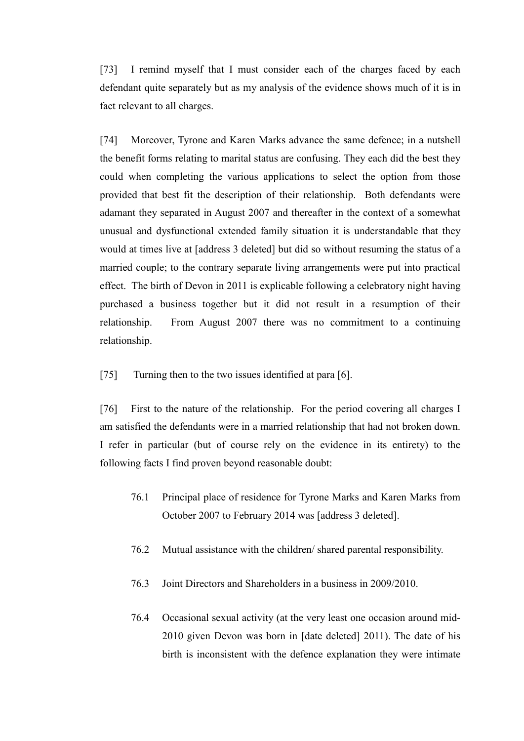[73] I remind myself that I must consider each of the charges faced by each defendant quite separately but as my analysis of the evidence shows much of it is in fact relevant to all charges.

[74] Moreover, Tyrone and Karen Marks advance the same defence; in a nutshell the benefit forms relating to marital status are confusing. They each did the best they could when completing the various applications to select the option from those provided that best fit the description of their relationship. Both defendants were adamant they separated in August 2007 and thereafter in the context of a somewhat unusual and dysfunctional extended family situation it is understandable that they would at times live at [address 3 deleted] but did so without resuming the status of a married couple; to the contrary separate living arrangements were put into practical effect. The birth of Devon in 2011 is explicable following a celebratory night having purchased a business together but it did not result in a resumption of their relationship. From August 2007 there was no commitment to a continuing relationship.

[75] Turning then to the two issues identified at para [6].

[76] First to the nature of the relationship. For the period covering all charges I am satisfied the defendants were in a married relationship that had not broken down. I refer in particular (but of course rely on the evidence in its entirety) to the following facts I find proven beyond reasonable doubt:

76.1 Principal place of residence for Tyrone Marks and Karen Marks from October 2007 to February 2014 was [address 3 deleted].

76.2 Mutual assistance with the children/ shared parental responsibility.

76.3 Joint Directors and Shareholders in a business in 2009/2010.

76.4 Occasional sexual activity (at the very least one occasion around mid-2010 given Devon was born in [date deleted] 2011). The date of his birth is inconsistent with the defence explanation they were intimate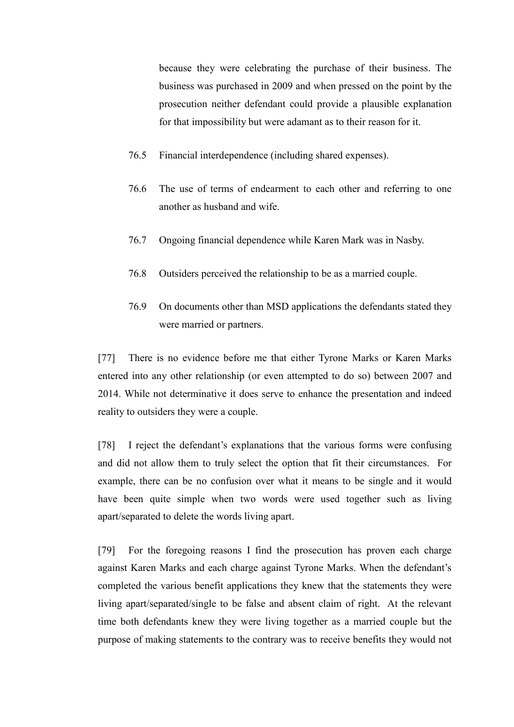because they were celebrating the purchase of their business. The business was purchased in 2009 and when pressed on the point by the prosecution neither defendant could provide a plausible explanation for that impossibility but were adamant as to their reason for it.

76.5 Financial interdependence (including shared expenses).

76.6 The use of terms of endearment to each other and referring to one another as husband and wife.

76.7 Ongoing financial dependence while Karen Mark was in Nasby.

76.8 Outsiders perceived the relationship to be as a married couple.

76.9 On documents other than MSD applications the defendants stated they were married or partners.

[77] There is no evidence before me that either Tyrone Marks or Karen Marks entered into any other relationship (or even attempted to do so) between 2007 and 2014. While not determinative it does serve to enhance the presentation and indeed reality to outsiders they were a couple.

[78] I reject the defendant's explanations that the various forms were confusing and did not allow them to truly select the option that fit their circumstances. For example, there can be no confusion over what it means to be single and it would have been quite simple when two words were used together such as living apart/separated to delete the words living apart.

[79] For the foregoing reasons I find the prosecution has proven each charge against Karen Marks and each charge against Tyrone Marks. When the defendant's completed the various benefit applications they knew that the statements they were living apart/separated/single to be false and absent claim of right. At the relevant time both defendants knew they were living together as a married couple but the purpose of making statements to the contrary was to receive benefits they would not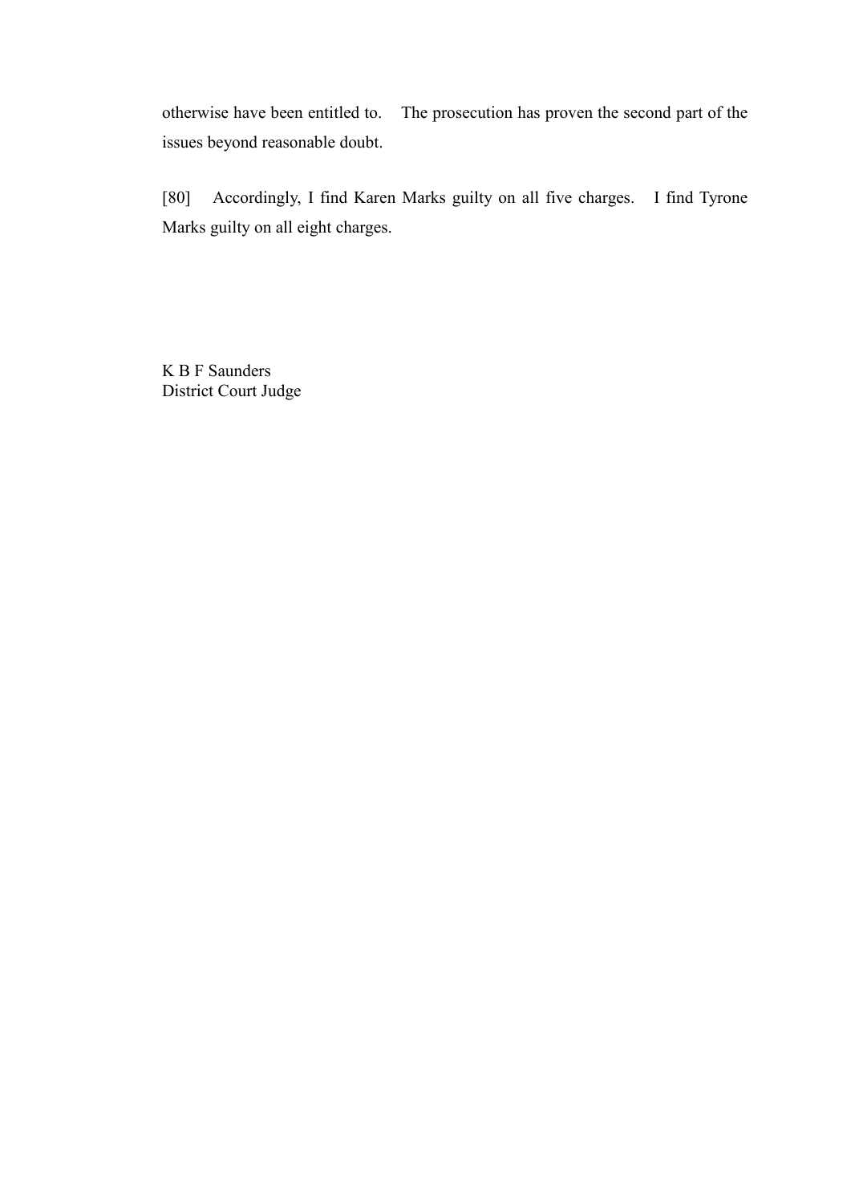otherwise have been entitled to. The prosecution has proven the second part of the issues beyond reasonable doubt.

[80] Accordingly, I find Karen Marks guilty on all five charges. I find Tyrone Marks guilty on all eight charges.

K B F Saunders
District Court Judge